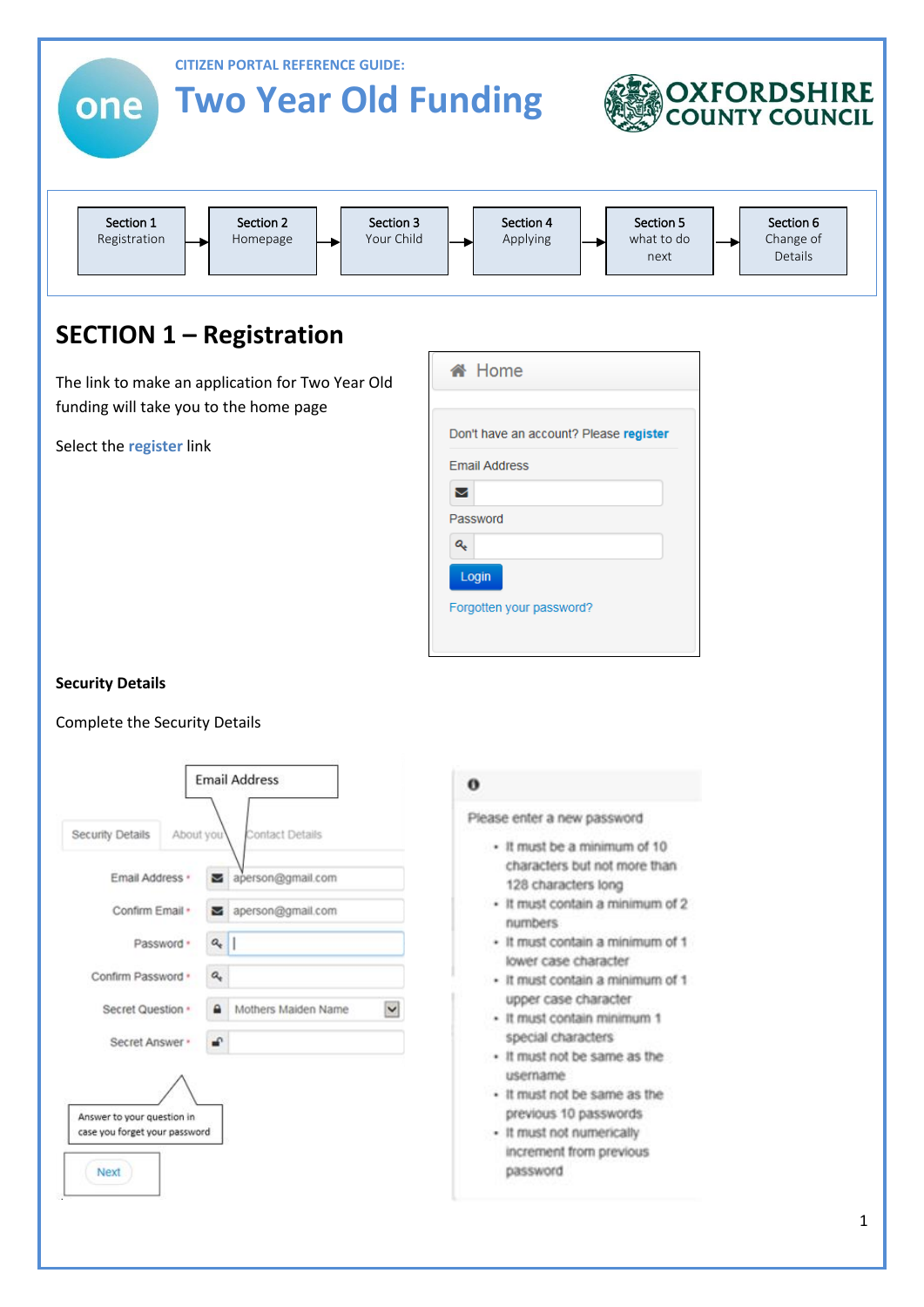CITIZEN PORTAL REFERENCE GUIDE:

# Two Year Old Funding

OXFORDSHIRE COUNTY COUNCIL

| Section 1 Registration | Section 2 Homepage | Section 3 Your Child | Section 4 Applying | Section 5 what to do next | Section 6 Change of Details |
|---|---|---|---|---|---|

## SECTION 1 – Registration

The link to make an application for Two Year Old funding will take you to the home page

Select the **register** link

Home

Don't have an account? Please **register**

Email Address

Password

Login

Forgotten your password?

**Security Details**

Complete the Security Details

Email Address

Security Details | About you | Contact Details

- Email Address *: aperson@gmail.com
- Confirm Email *: aperson@gmail.com
- Password *
- Confirm Password *
- Secret Question *: Mothers Maiden Name
- Secret Answer *

Answer to your question in case you forget your password

Next

Please enter a new password

- It must be a minimum of 10 characters but not more than 128 characters long
- It must contain a minimum of 2 numbers
- It must contain a minimum of 1 lower case character
- It must contain a minimum of 1 upper case character
- It must contain minimum 1 special characters
- It must not be same as the username
- It must not be same as the previous 10 passwords
- It must not numerically increment from previous password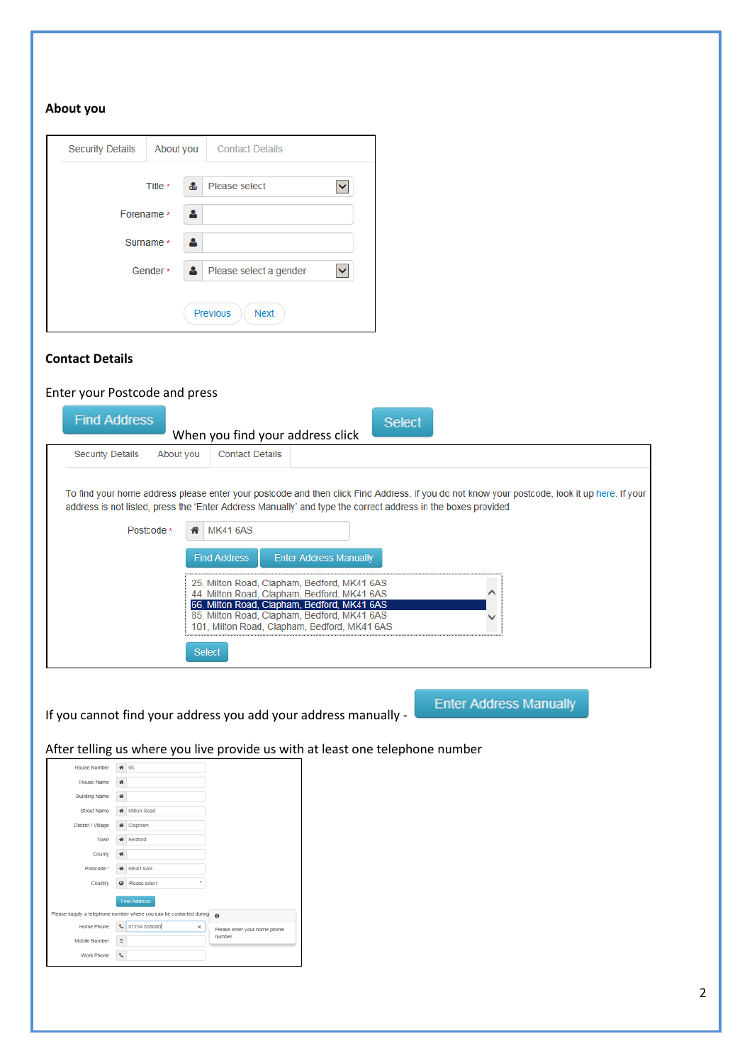## About you

Security Details | About you | Contact Details

Title * Please select

Forename *

Surname *

Gender * Please select a gender

Previous Next

## Contact Details

Enter your Postcode and press Find Address When you find your address click Select

Security Details | About you | Contact Details

To find your home address please enter your postcode and then click Find Address. If you do not know your postcode, look it up here. If your address is not listed, press the 'Enter Address Manually' and type the correct address in the boxes provided

Postcode * MK41 6AS

Find Address | Enter Address Manually

25, Milton Road, Clapham, Bedford, MK41 6AS
44, Milton Road, Clapham, Bedford, MK41 6AS
56, Milton Road, Clapham, Bedford, MK41 6AS
85, Milton Road, Clapham, Bedford, MK41 6AS
101, Milton Road, Clapham, Bedford, MK41 6AS

Select

If you cannot find your address you add your address manually - Enter Address Manually

After telling us where you live provide us with at least one telephone number

| Field | Value |
| --- | --- |
| House Number | 66 |
| House Name | |
| Building Name | |
| Street Name | Milton Road |
| District / Village | Clapham |
| Town | Bedford |
| County | |
| Postcode * | MK41 6AS |
| Country | Please select |

Find Address

Please supply a telephone number where you can be contacted during

| Field | Value |
| --- | --- |
| Home Phone | 01234 838080 |
| Mobile Number | |
| Work Phone | |

Please enter your home phone number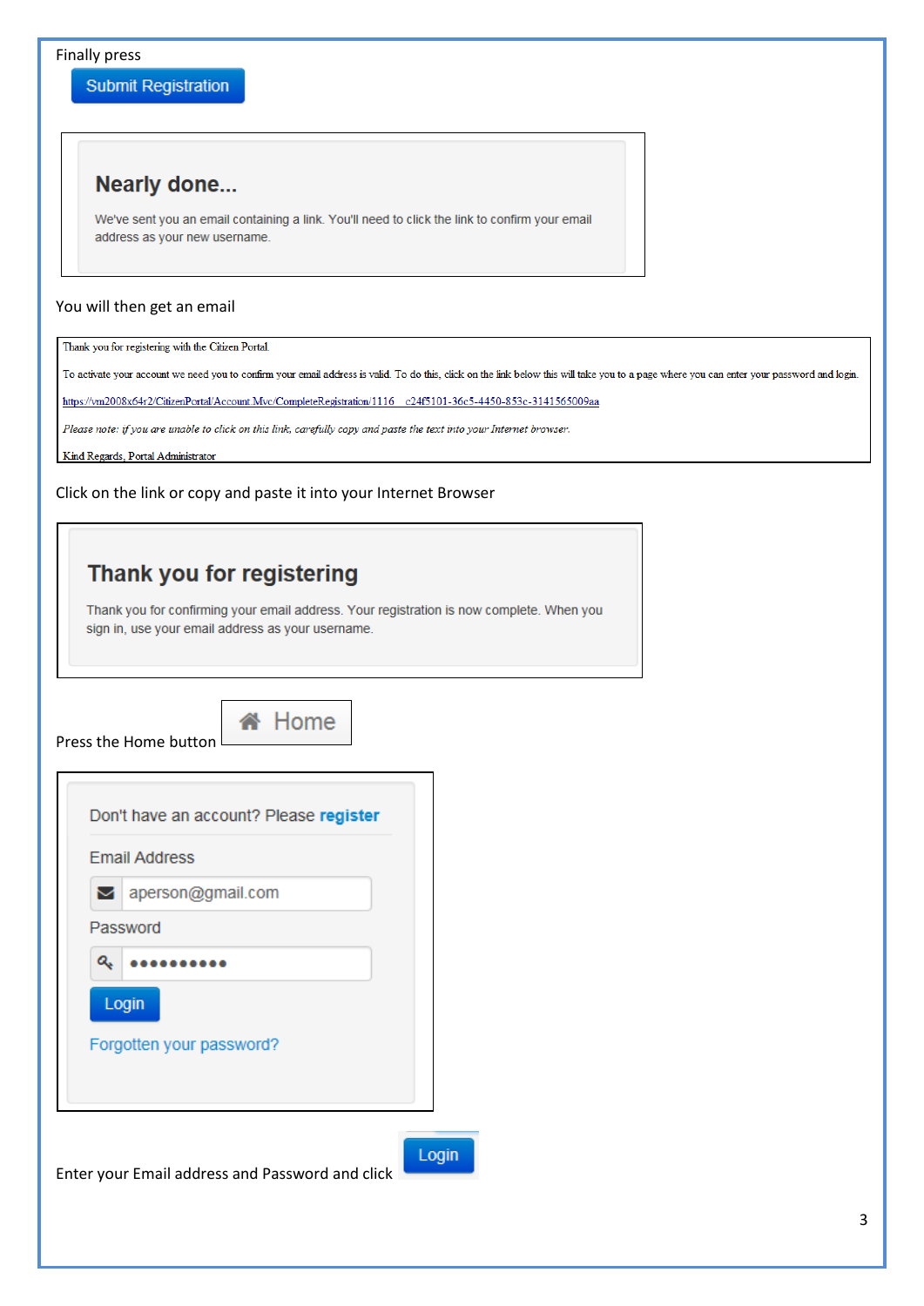Finally press

**Submit Registration**

> **Nearly done...**
>
> We've sent you an email containing a link. You'll need to click the link to confirm your email address as your new username.

You will then get an email

> Thank you for registering with the Citizen Portal.
>
> To activate your account we need you to confirm your email address is valid. To do this, click on the link below this will take you to a page where you can enter your password and login.
>
> https://vm2008x64r2/CitizenPortal/Account.Mvc/CompleteRegistration/1116__c24f5101-36c5-4450-853c-3141565009aa
>
> *Please note: if you are unable to click on this link, carefully copy and paste the text into your Internet browser.*
>
> Kind Regards, Portal Administrator

Click on the link or copy and paste it into your Internet Browser

> **Thank you for registering**
>
> Thank you for confirming your email address. Your registration is now complete. When you sign in, use your email address as your username.

Press the Home button **Home**

> Don't have an account? Please **register**
>
> Email Address
>
> aperson@gmail.com
>
> Password
>
> ••••••••••
>
> **Login**
>
> Forgotten your password?

Enter your Email address and Password and click **Login**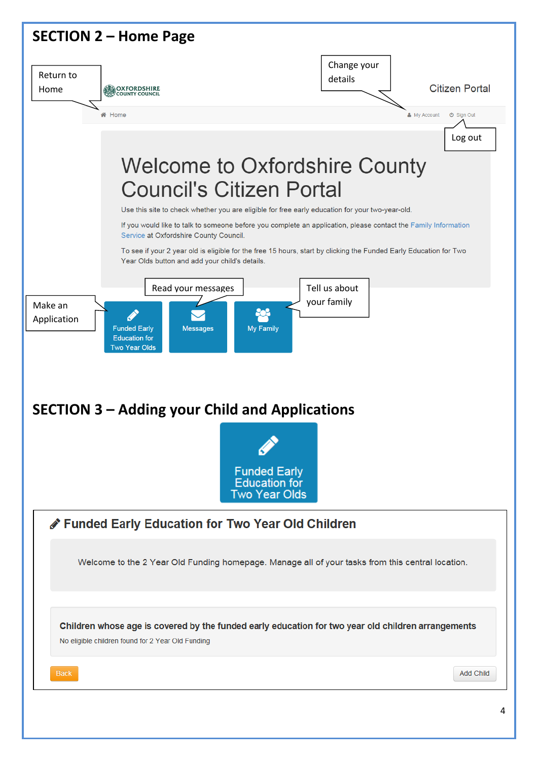## SECTION 2 – Home Page

Return to Home

OXFORDSHIRE COUNTY COUNCIL

Change your details

Citizen Portal

Home

My Account

Sign Out

Log out

# Welcome to Oxfordshire County Council's Citizen Portal

Use this site to check whether you are eligible for free early education for your two-year-old.

If you would like to talk to someone before you complete an application, please contact the Family Information Service at Oxfordshire County Council.

To see if your 2 year old is eligible for the free 15 hours, start by clicking the Funded Early Education for Two Year Olds button and add your child's details.

Make an Application

Read your messages

Tell us about your family

Funded Early Education for Two Year Olds

Messages

My Family

## SECTION 3 – Adding your Child and Applications

Funded Early Education for Two Year Olds

### Funded Early Education for Two Year Old Children

Welcome to the 2 Year Old Funding homepage. Manage all of your tasks from this central location.

**Children whose age is covered by the funded early education for two year old children arrangements**

No eligible children found for 2 Year Old Funding

Back

Add Child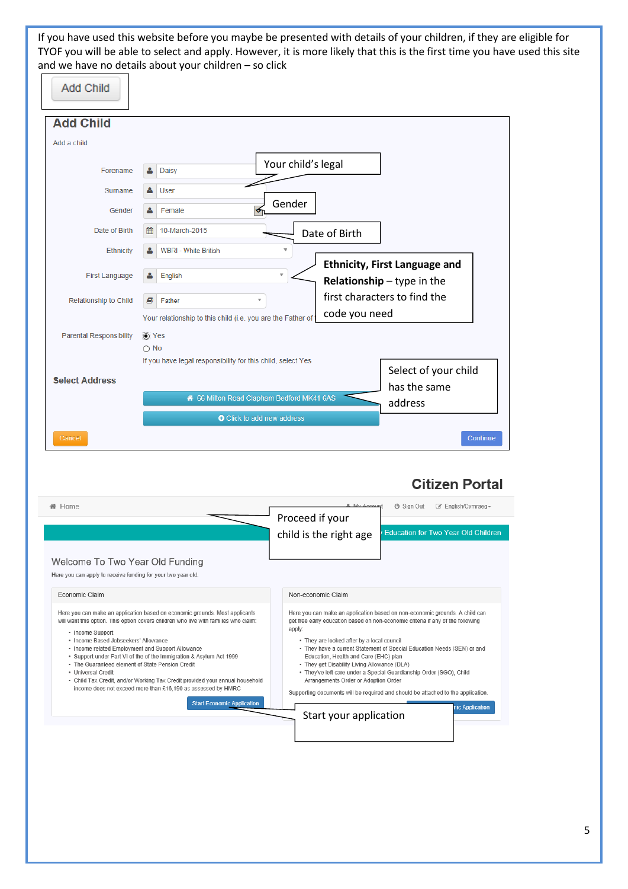If you have used this website before you maybe be presented with details of your children, if they are eligible for TYOF you will be able to select and apply. However, it is more likely that this is the first time you have used this site and we have no details about your children – so click

Add Child

## Add Child

Add a child

| Field | Value |
| --- | --- |
| Forename | Daisy |
| Surname | User |
| Gender | Female |
| Date of Birth | 10-March-2015 |
| Ethnicity | WBRI - White British |
| First Language | English |
| Relationship to Child | Father |

Your relationship to this child (i.e. you are the Father of

Parental Responsibility
- Yes
- No

If you have legal responsibility for this child, select Yes

**Select Address**

66 Milton Road Clapham Bedford MK41 6AS

Click to add new address

Cancel | Continue

Your child's legal

Gender

Date of Birth

**Ethnicity, First Language and Relationship** – type in the first characters to find the code you need

Select of your child has the same address

## Citizen Portal

Home | My Account | Sign Out | English/Cymraeg

Education for Two Year Old Children

Proceed if your child is the right age

### Welcome To Two Year Old Funding

Here you can apply to receive funding for your two year old.

**Economic Claim**

Here you can make an application based on economic grounds. Most applicants will want this option. This option covers children who live with families who claim:

- Income Support
- Income Based Jobseekers' Allowance
- Income related Employment and Support Allowance
- Support under Part VI of the of the Immigration & Asylum Act 1999
- The Guaranteed element of State Pension Credit
- Universal Credit
- Child Tax Credit, and/or Working Tax Credit provided your annual household income does not exceed more than £16,190 as assessed by HMRC

Start Economic Application

**Non-economic Claim**

Here you can make an application based on non-economic grounds. A child can get free early education based on non-economic criteria if any of the following apply:

- They are looked after by a local council
- They have a current Statement of Special Education Needs (SEN) or and Education, Health and Care (EHC) plan
- They get Disability Living Allowance (DLA)
- They've left care under a Special Guardianship Order (SGO), Child Arrangements Order or Adoption Order

Supporting documents will be required and should be attached to the application.

...nic Application

Start your application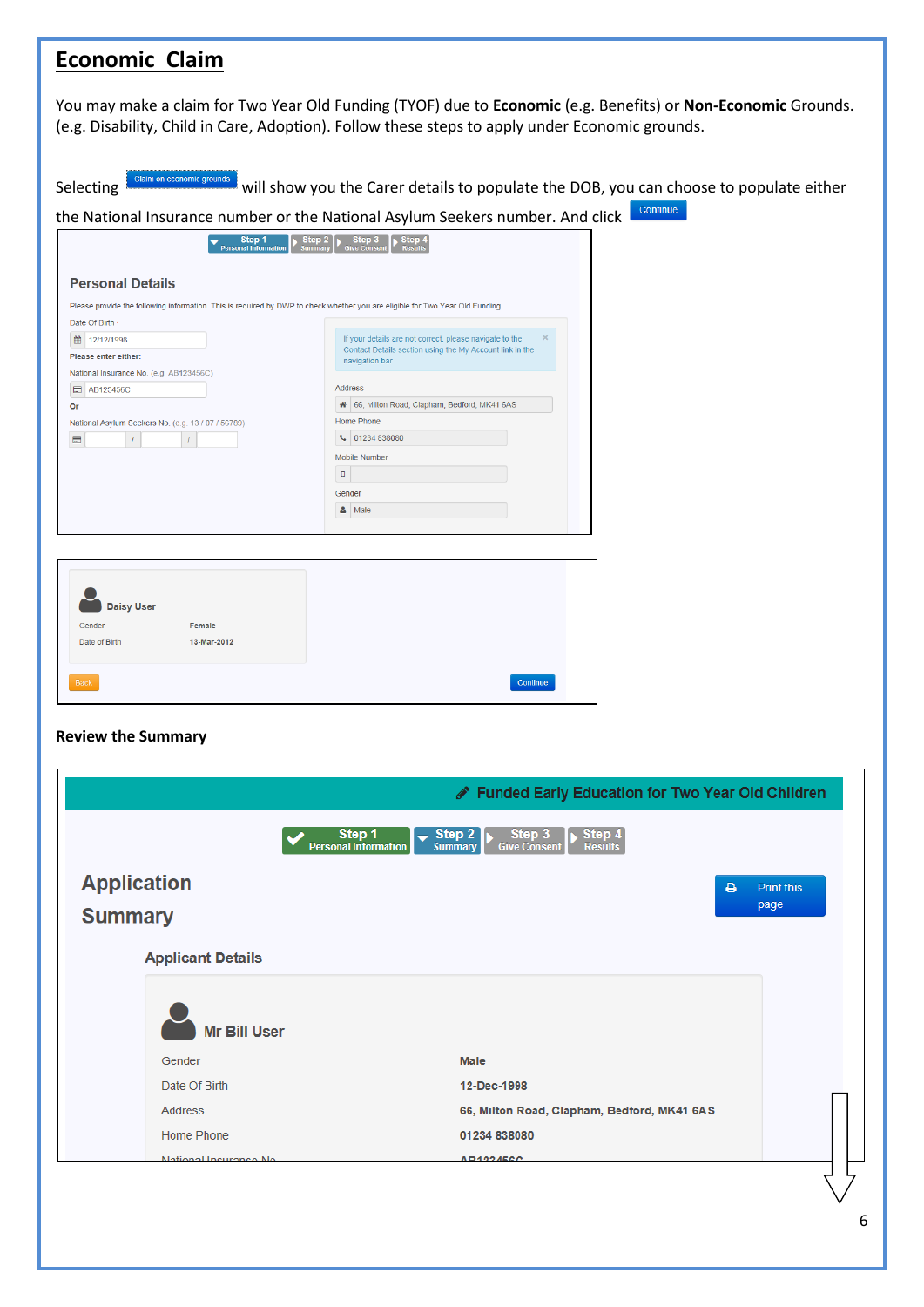# Economic Claim

You may make a claim for Two Year Old Funding (TYOF) due to **Economic** (e.g. Benefits) or **Non-Economic** Grounds. (e.g. Disability, Child in Care, Adoption). Follow these steps to apply under Economic grounds.

Selecting Claim on economic grounds will show you the Carer details to populate the DOB, you can choose to populate either the National Insurance number or the National Asylum Seekers number. And click Continue

Step 1 Personal Information | Step 2 Summary | Step 3 Give Consent | Step 4 Results

**Personal Details**

Please provide the following information. This is required by DWP to check whether you are eligible for Two Year Old Funding.

Date Of Birth *
12/12/1998

**Please enter either:**

National Insurance No. (e.g. AB123456C)
AB123456C

**Or**

National Asylum Seekers No. (e.g. 13 / 07 / 56789)

If your details are not correct, please navigate to the Contact Details section using the My Account link in the navigation bar

Address: 66, Milton Road, Clapham, Bedford, MK41 6AS
Home Phone: 01234 838080
Mobile Number:
Gender: Male

**Daisy User**

| | |
|---|---|
| Gender | Female |
| Date of Birth | 13-Mar-2012 |

Back | Continue

**Review the Summary**

Funded Early Education for Two Year Old Children

Step 1 Personal Information | Step 2 Summary | Step 3 Give Consent | Step 4 Results

**Application Summary**

Print this page

**Applicant Details**

**Mr Bill User**

| | |
|---|---|
| Gender | Male |
| Date Of Birth | 12-Dec-1998 |
| Address | 66, Milton Road, Clapham, Bedford, MK41 6AS |
| Home Phone | 01234 838080 |
| National Insurance No | AB123456C |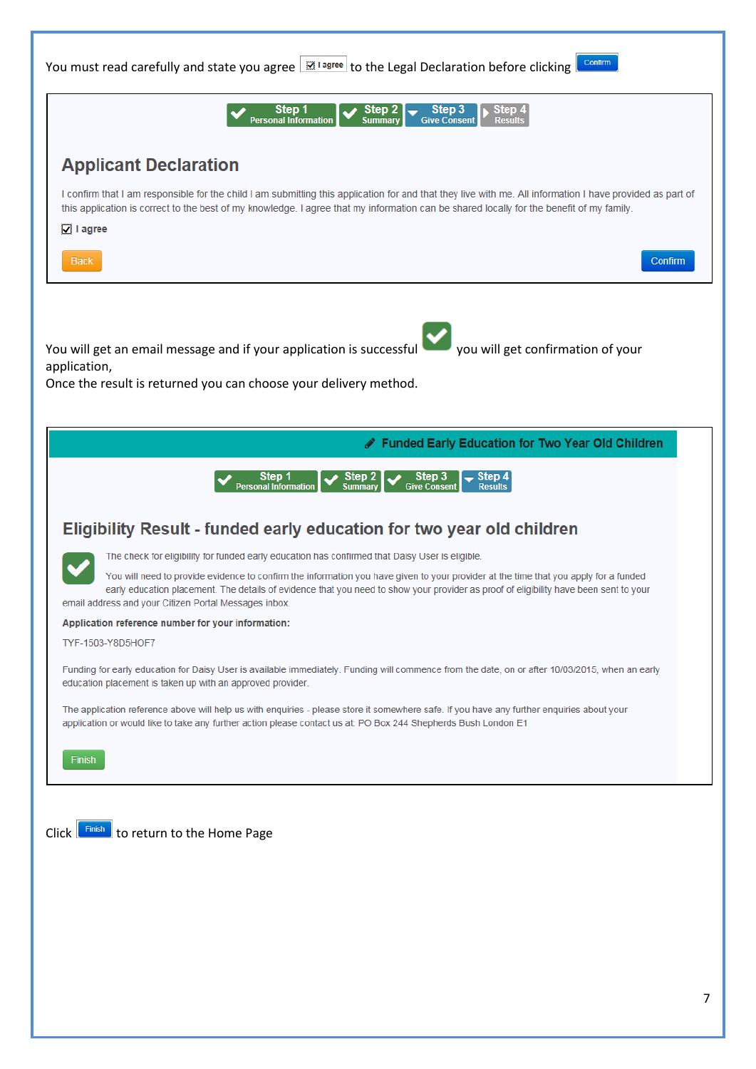You must read carefully and state you agree ☑ I agree to the Legal Declaration before clicking Confirm

Step 1 Personal Information | Step 2 Summary | Step 3 Give Consent | Step 4 Results

## Applicant Declaration

I confirm that I am responsible for the child I am submitting this application for and that they live with me. All information I have provided as part of this application is correct to the best of my knowledge. I agree that my information can be shared locally for the benefit of my family.

☑ **I agree**

Back | Confirm

You will get an email message and if your application is successful ✔ you will get confirmation of your application,
Once the result is returned you can choose your delivery method.

**Funded Early Education for Two Year Old Children**

Step 1 Personal Information | Step 2 Summary | Step 3 Give Consent | Step 4 Results

## Eligibility Result - funded early education for two year old children

✔ The check for eligibility for funded early education has confirmed that Daisy User is eligible.

You will need to provide evidence to confirm the information you have given to your provider at the time that you apply for a funded early education placement. The details of evidence that you need to show your provider as proof of eligibility have been sent to your email address and your Citizen Portal Messages inbox.

**Application reference number for your information:**

TYF-1503-Y8D5HOF7

Funding for early education for Daisy User is available immediately. Funding will commence from the date, on or after 10/03/2015, when an early education placement is taken up with an approved provider.

The application reference above will help us with enquiries - please store it somewhere safe. If you have any further enquiries about your application or would like to take any further action please contact us at: PO Box 244 Shepherds Bush London E1

Finish

Click Finish to return to the Home Page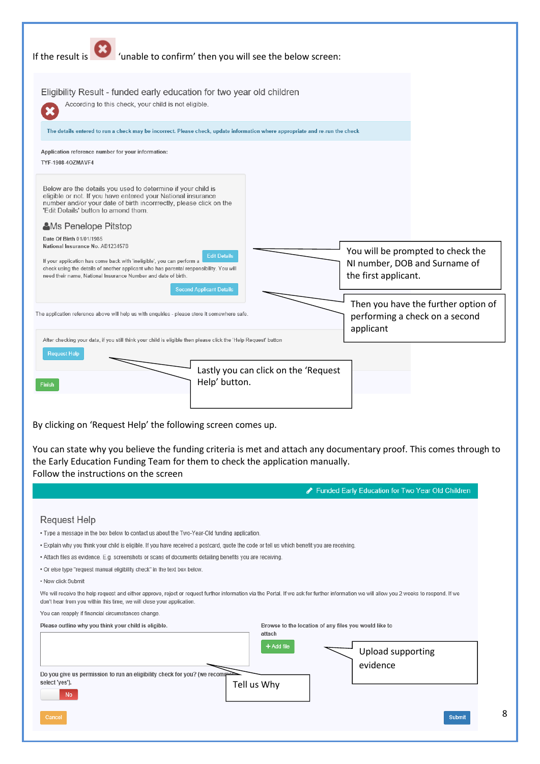If the result is ✖ 'unable to confirm' then you will see the below screen:

## Eligibility Result - funded early education for two year old children

✖ According to this check, your child is not eligible.

The details entered to run a check may be incorrect. Please check, update information where appropriate and re-run the check

**Application reference number for your information:**

TYF-1908-4OZMAVF4

Below are the details you used to determine if your child is eligible or not. If you have entered your National insurance number and/or your date of birth incorrrectly, please click on the 'Edit Details' button to amend them.

**Ms Penelope Pitstop**

**Date Of Birth** 01/01/1985
**National Insurance No.** AB123457B

Edit Details

If your application has come back with 'ineligible', you can perform a check using the details of another applicant who has parental responsibility. You will need their name, National Insurance Number and date of birth.

Second Applicant Details

The application reference above will help us with enquiries - please store it somewhere safe.

After checking your data, if you still think your child is eligible then please click the 'Help Request' button

Request Help

Finish

> You will be prompted to check the NI number, DOB and Surname of the first applicant.

> Then you have the further option of performing a check on a second applicant

> Lastly you can click on the 'Request Help' button.

By clicking on 'Request Help' the following screen comes up.

You can state why you believe the funding criteria is met and attach any documentary proof. This comes through to the Early Education Funding Team for them to check the application manually.
Follow the instructions on the screen

Funded Early Education for Two Year Old Children

## Request Help

- Type a message in the box below to contact us about the Two-Year-Old funding application.
- Explain why you think your child is eligible. If you have received a postcard, quote the code or tell us which benefit you are receiving.
- Attach files as evidence. E.g. screenshots or scans of documents detailing benefits you are receiving.
- Or else type "request manual eligibility check" in the text box below.
- Now click Submit

We will receive the help request and either approve, reject or request further information via the Portal. If we ask for further information we will allow you 2 weeks to respond. If we don't hear from you within this time, we will close your application.

You can reapply if financial circumstances change.

**Please outline why you think your child is eligible.**

**Browse to the location of any files you would like to attach**

+ Add file

Do you give us permission to run an eligibility check for you? (we recommend select 'yes').

No

Cancel

Submit

> Tell us Why

> Upload supporting evidence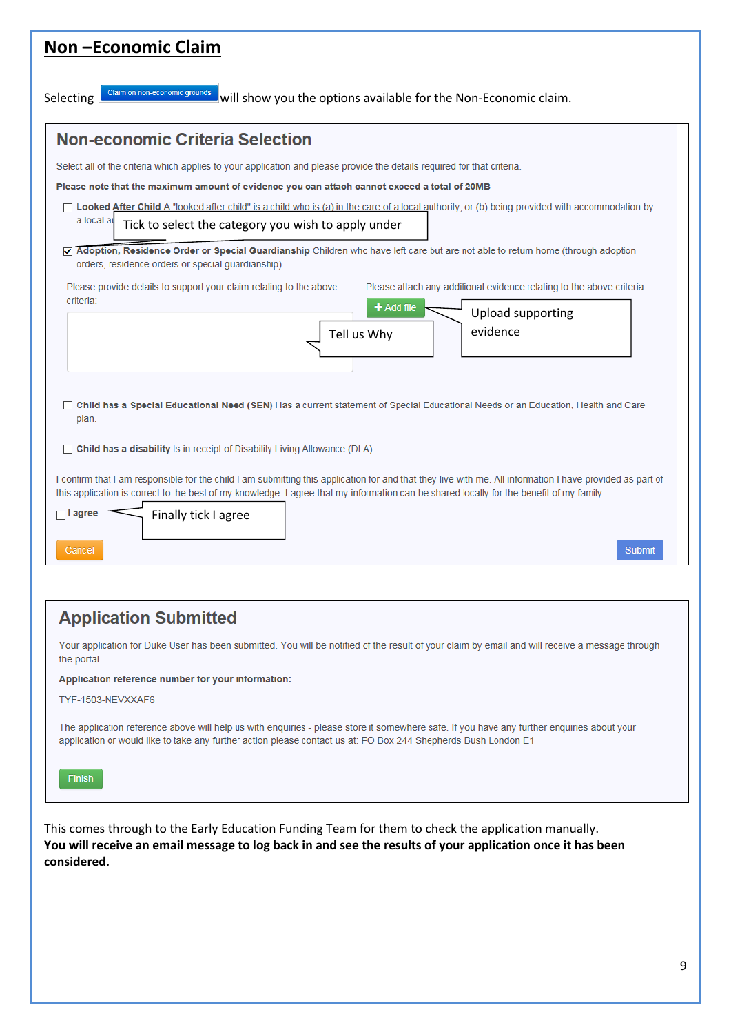## Non –Economic Claim

Selecting [Claim on non-economic grounds] will show you the options available for the Non-Economic claim.

### Non-economic Criteria Selection

Select all of the criteria which applies to your application and please provide the details required for that criteria.

**Please note that the maximum amount of evidence you can attach cannot exceed a total of 20MB**

☐ **Looked After Child** A "looked after child" is a child who is (a) in the care of a local authority, or (b) being provided with accommodation by a local a...

*Tick to select the category you wish to apply under*

☑ **Adoption, Residence Order or Special Guardianship** Children who have left care but are not able to return home (through adoption orders, residence orders or special guardianship).

Please provide details to support your claim relating to the above criteria:

*Tell us Why*

Please attach any additional evidence relating to the above criteria:

[+ Add file]

*Upload supporting evidence*

☐ **Child has a Special Educational Need (SEN)** Has a current statement of Special Educational Needs or an Education, Health and Care plan.

☐ **Child has a disability** Is in receipt of Disability Living Allowance (DLA).

I confirm that I am responsible for the child I am submitting this application for and that they live with me. All information I have provided as part of this application is correct to the best of my knowledge. I agree that my information can be shared locally for the benefit of my family.

☐ **I agree**

*Finally tick I agree*

[Cancel] [Submit]

### Application Submitted

Your application for Duke User has been submitted. You will be notified of the result of your claim by email and will receive a message through the portal.

**Application reference number for your information:**

TYF-1503-NEVXXAF6

The application reference above will help us with enquiries - please store it somewhere safe. If you have any further enquiries about your application or would like to take any further action please contact us at: PO Box 244 Shepherds Bush London E1

[Finish]

This comes through to the Early Education Funding Team for them to check the application manually.

**You will receive an email message to log back in and see the results of your application once it has been considered.**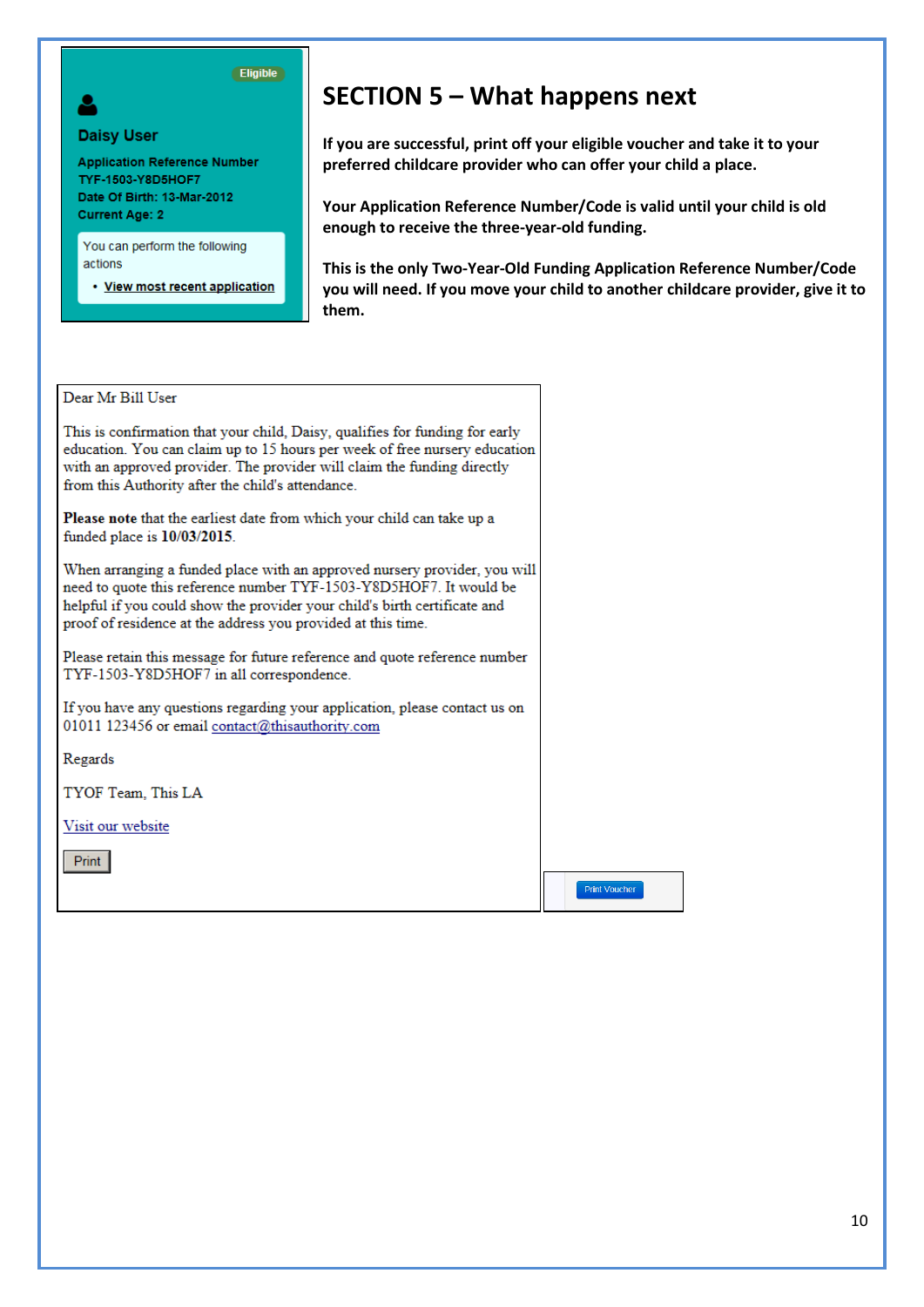Eligible

**Daisy User**

**Application Reference Number**
**TYF-1503-Y8D5HOF7**
**Date Of Birth: 13-Mar-2012**
**Current Age: 2**

You can perform the following actions

- **View most recent application**

## SECTION 5 – What happens next

**If you are successful, print off your eligible voucher and take it to your preferred childcare provider who can offer your child a place.**

**Your Application Reference Number/Code is valid until your child is old enough to receive the three-year-old funding.**

**This is the only Two-Year-Old Funding Application Reference Number/Code you will need. If you move your child to another childcare provider, give it to them.**

Dear Mr Bill User

This is confirmation that your child, Daisy, qualifies for funding for early education. You can claim up to 15 hours per week of free nursery education with an approved provider. The provider will claim the funding directly from this Authority after the child's attendance.

**Please note** that the earliest date from which your child can take up a funded place is **10/03/2015**.

When arranging a funded place with an approved nursery provider, you will need to quote this reference number TYF-1503-Y8D5HOF7. It would be helpful if you could show the provider your child's birth certificate and proof of residence at the address you provided at this time.

Please retain this message for future reference and quote reference number TYF-1503-Y8D5HOF7 in all correspondence.

If you have any questions regarding your application, please contact us on 01011 123456 or email contact@thisauthority.com

Regards

TYOF Team, This LA

Visit our website

Print

Print Voucher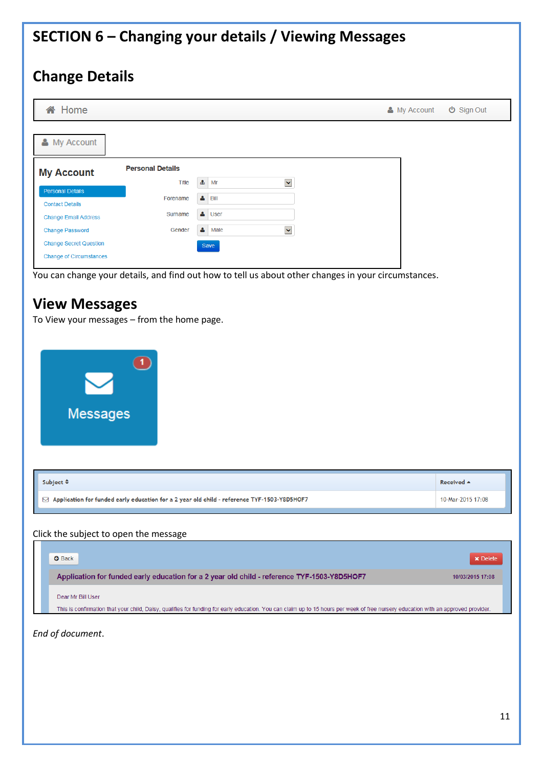# SECTION 6 – Changing your details / Viewing Messages

## Change Details

Home    My Account    Sign Out

My Account

**My Account**

- Personal Details
- Contact Details
- Change Email Address
- Change Password
- Change Secret Question
- Change of Circumstances

**Personal Details**

Title: Mr
Forename: Bill
Surname: User
Gender: Male
Save

You can change your details, and find out how to tell us about other changes in your circumstances.

## View Messages

To View your messages – from the home page.

1
Messages

| Subject | Received |
|---|---|
| Application for funded early education for a 2 year old child - reference TYF-1503-Y8D5HOF7 | 10-Mar-2015 17:08 |

Click the subject to open the message

Back    Delete

**Application for funded early education for a 2 year old child - reference TYF-1503-Y8D5HOF7**    10/03/2015 17:08

Dear Mr Bill User

This is confirmation that your child, Daisy, qualifies for funding for early education. You can claim up to 15 hours per week of free nursery education with an approved provider.

*End of document*.